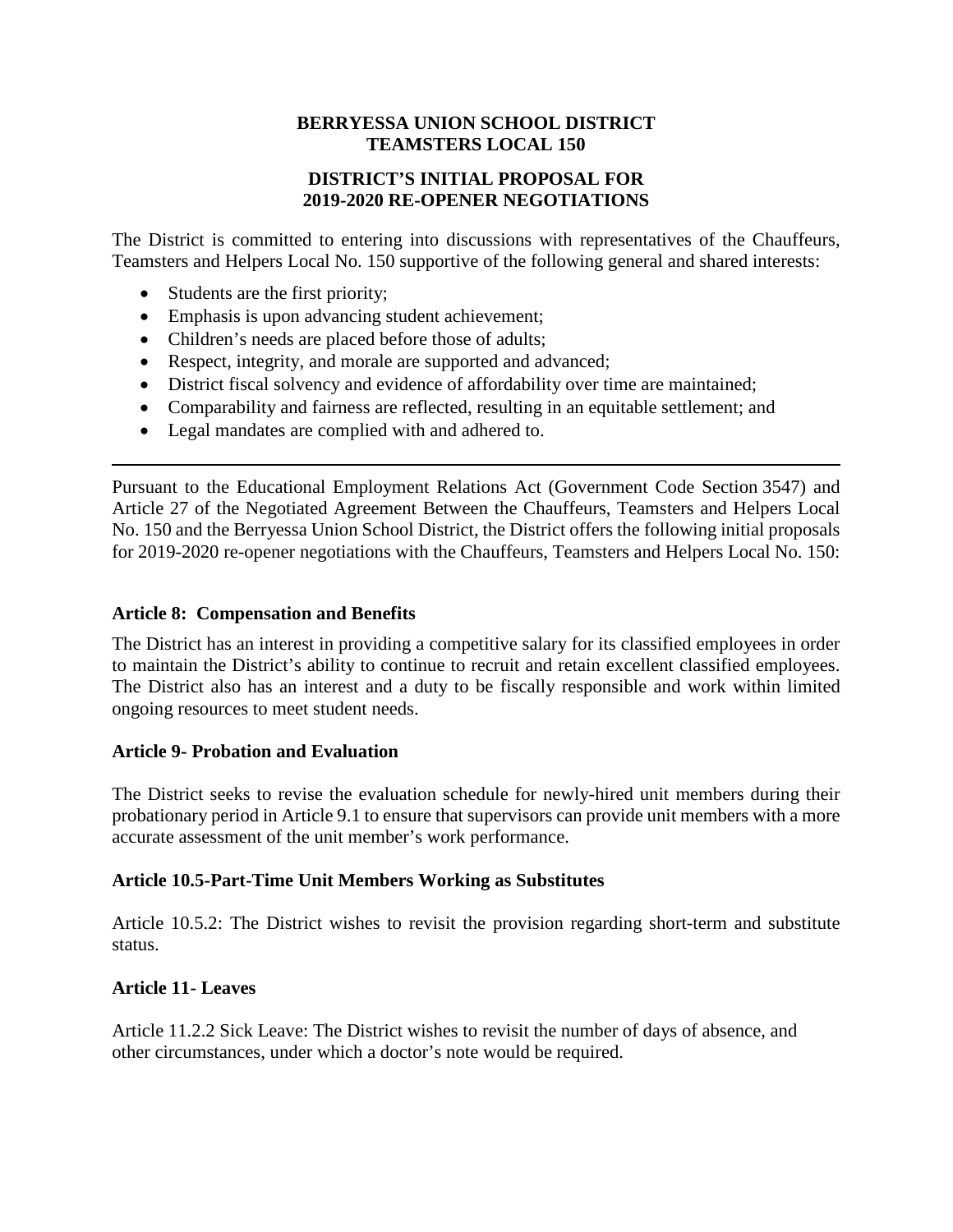**BERRYESSA UNION SCHOOL DISTRICT**
**TEAMSTERS LOCAL 150**

**DISTRICT'S INITIAL PROPOSAL FOR**
**2019-2020 RE-OPENER NEGOTIATIONS**

The District is committed to entering into discussions with representatives of the Chauffeurs, Teamsters and Helpers Local No. 150 supportive of the following general and shared interests:

- Students are the first priority;
- Emphasis is upon advancing student achievement;
- Children's needs are placed before those of adults;
- Respect, integrity, and morale are supported and advanced;
- District fiscal solvency and evidence of affordability over time are maintained;
- Comparability and fairness are reflected, resulting in an equitable settlement; and
- Legal mandates are complied with and adhered to.

---

Pursuant to the Educational Employment Relations Act (Government Code Section 3547) and Article 27 of the Negotiated Agreement Between the Chauffeurs, Teamsters and Helpers Local No. 150 and the Berryessa Union School District, the District offers the following initial proposals for 2019-2020 re-opener negotiations with the Chauffeurs, Teamsters and Helpers Local No. 150:

**Article 8: Compensation and Benefits**

The District has an interest in providing a competitive salary for its classified employees in order to maintain the District's ability to continue to recruit and retain excellent classified employees. The District also has an interest and a duty to be fiscally responsible and work within limited ongoing resources to meet student needs.

**Article 9- Probation and Evaluation**

The District seeks to revise the evaluation schedule for newly-hired unit members during their probationary period in Article 9.1 to ensure that supervisors can provide unit members with a more accurate assessment of the unit member's work performance.

**Article 10.5-Part-Time Unit Members Working as Substitutes**

Article 10.5.2: The District wishes to revisit the provision regarding short-term and substitute status.

**Article 11- Leaves**

Article 11.2.2 Sick Leave: The District wishes to revisit the number of days of absence, and other circumstances, under which a doctor's note would be required.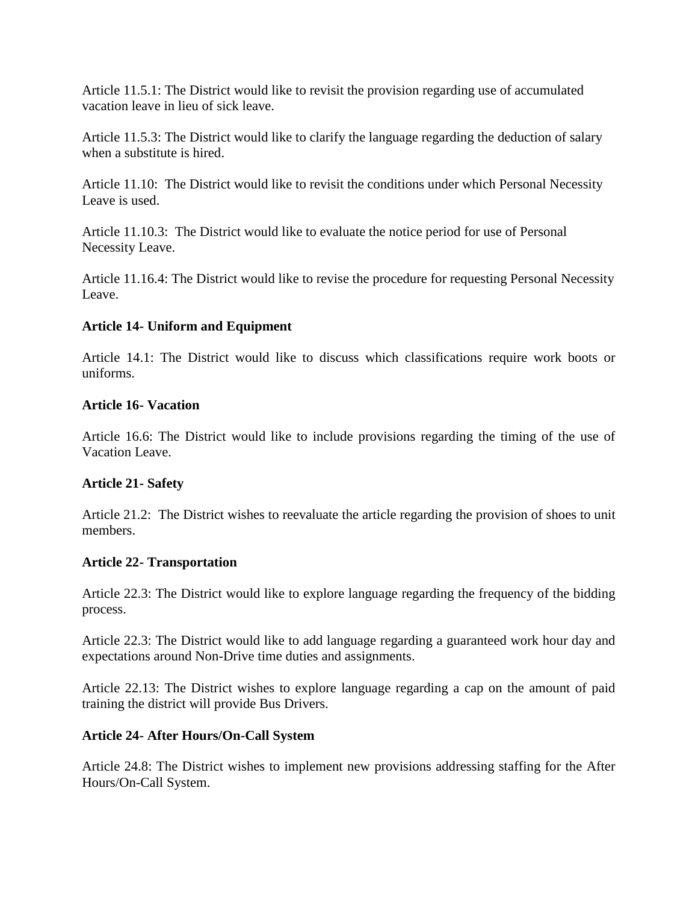Article 11.5.1: The District would like to revisit the provision regarding use of accumulated vacation leave in lieu of sick leave.

Article 11.5.3: The District would like to clarify the language regarding the deduction of salary when a substitute is hired.

Article 11.10: The District would like to revisit the conditions under which Personal Necessity Leave is used.

Article 11.10.3: The District would like to evaluate the notice period for use of Personal Necessity Leave.

Article 11.16.4: The District would like to revise the procedure for requesting Personal Necessity Leave.

**Article 14- Uniform and Equipment**

Article 14.1: The District would like to discuss which classifications require work boots or uniforms.

**Article 16- Vacation**

Article 16.6: The District would like to include provisions regarding the timing of the use of Vacation Leave.

**Article 21- Safety**

Article 21.2: The District wishes to reevaluate the article regarding the provision of shoes to unit members.

**Article 22- Transportation**

Article 22.3: The District would like to explore language regarding the frequency of the bidding process.

Article 22.3: The District would like to add language regarding a guaranteed work hour day and expectations around Non-Drive time duties and assignments.

Article 22.13: The District wishes to explore language regarding a cap on the amount of paid training the district will provide Bus Drivers.

**Article 24- After Hours/On-Call System**

Article 24.8: The District wishes to implement new provisions addressing staffing for the After Hours/On-Call System.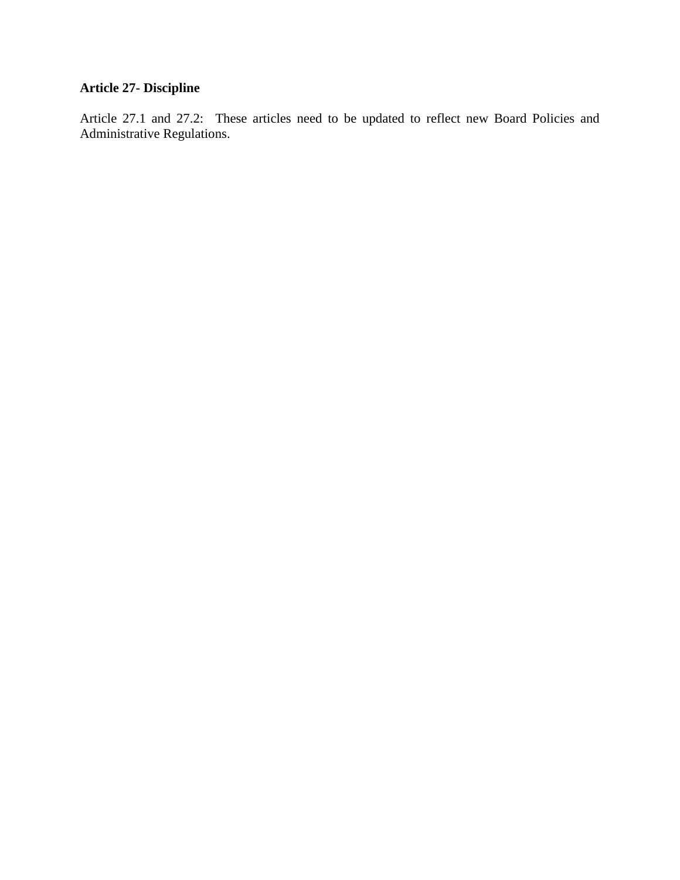**Article 27- Discipline**

Article 27.1 and 27.2: These articles need to be updated to reflect new Board Policies and Administrative Regulations.